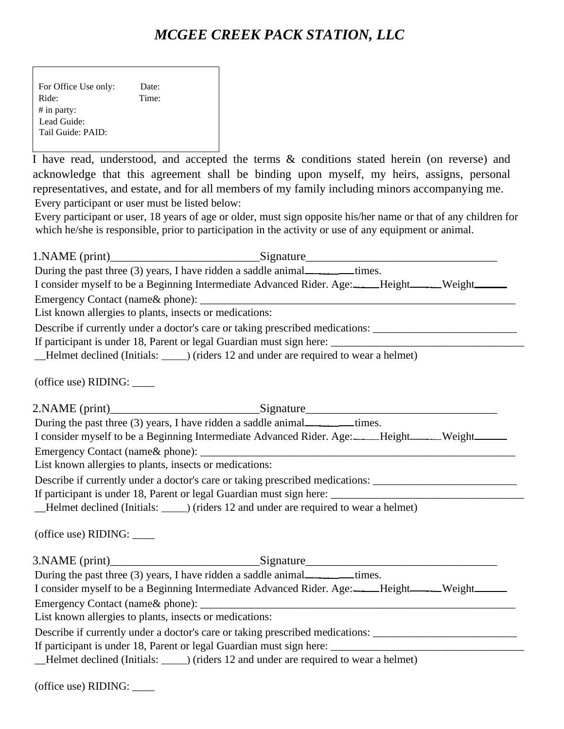# *MCGEE CREEK PACK STATION, LLC*

For Office Use only: Date:
Ride: Time:
# in party:
Lead Guide:
Tail Guide: PAID:

I have read, understood, and accepted the terms & conditions stated herein (on reverse) and acknowledge that this agreement shall be binding upon myself, my heirs, assigns, personal representatives, and estate, and for all members of my family including minors accompanying me.

Every participant or user must be listed below:

Every participant or user, 18 years of age or older, must sign opposite his/her name or that of any children for which he/she is responsible, prior to participation in the activity or use of any equipment or animal.

1.NAME (print)__________________________Signature_________________________________

During the past three (3) years, I have ridden a saddle animal_________times.

I consider myself to be a Beginning Intermediate Advanced Rider. Age:_____Height_____Weight______

Emergency Contact (name& phone): ____________________________________________________________

List known allergies to plants, insects or medications:

Describe if currently under a doctor's care or taking prescribed medications: __________________________

If participant is under 18, Parent or legal Guardian must sign here: ___________________________________

__Helmet declined (Initials: _____) (riders 12 and under are required to wear a helmet)

(office use) RIDING: ____

2.NAME (print)__________________________Signature_________________________________

During the past three (3) years, I have ridden a saddle animal_________times.

I consider myself to be a Beginning Intermediate Advanced Rider. Age:_____Height_____Weight______

Emergency Contact (name& phone): ____________________________________________________________

List known allergies to plants, insects or medications:

Describe if currently under a doctor's care or taking prescribed medications: __________________________

If participant is under 18, Parent or legal Guardian must sign here: ___________________________________

__Helmet declined (Initials: _____) (riders 12 and under are required to wear a helmet)

(office use) RIDING: ____

3.NAME (print)__________________________Signature_________________________________

During the past three (3) years, I have ridden a saddle animal_________times.

I consider myself to be a Beginning Intermediate Advanced Rider. Age:_____Height_____Weight______

Emergency Contact (name& phone): ____________________________________________________________

List known allergies to plants, insects or medications:

Describe if currently under a doctor's care or taking prescribed medications: __________________________

If participant is under 18, Parent or legal Guardian must sign here: ___________________________________

__Helmet declined (Initials: _____) (riders 12 and under are required to wear a helmet)

(office use) RIDING: ____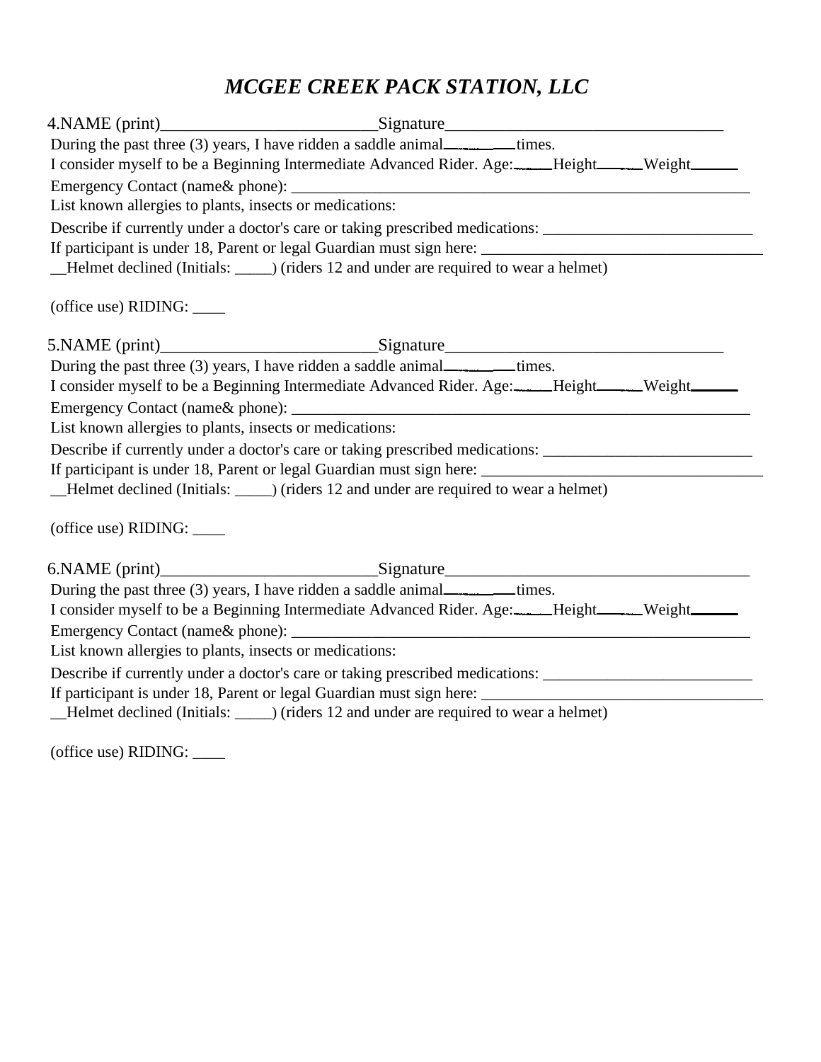# *MCGEE CREEK PACK STATION, LLC*

4.NAME (print)__________________________Signature_________________________________

During the past three (3) years, I have ridden a saddle animal_________times.

I consider myself to be a Beginning Intermediate Advanced Rider. Age:_____Height______Weight______

Emergency Contact (name& phone): ____________________________________________________________

List known allergies to plants, insects or medications:

Describe if currently under a doctor's care or taking prescribed medications: __________________________

If participant is under 18, Parent or legal Guardian must sign here: ___________________________________

__Helmet declined (Initials: _____) (riders 12 and under are required to wear a helmet)

(office use) RIDING: ____

5.NAME (print)__________________________Signature_________________________________

During the past three (3) years, I have ridden a saddle animal_________times.

I consider myself to be a Beginning Intermediate Advanced Rider. Age:_____Height______Weight______

Emergency Contact (name& phone): ____________________________________________________________

List known allergies to plants, insects or medications:

Describe if currently under a doctor's care or taking prescribed medications: __________________________

If participant is under 18, Parent or legal Guardian must sign here: ___________________________________

__Helmet declined (Initials: _____) (riders 12 and under are required to wear a helmet)

(office use) RIDING: ____

6.NAME (print)__________________________Signature____________________________________

During the past three (3) years, I have ridden a saddle animal_________times.

I consider myself to be a Beginning Intermediate Advanced Rider. Age:_____Height______Weight______

Emergency Contact (name& phone): ____________________________________________________________

List known allergies to plants, insects or medications:

Describe if currently under a doctor's care or taking prescribed medications: __________________________

If participant is under 18, Parent or legal Guardian must sign here: ___________________________________

__Helmet declined (Initials: _____) (riders 12 and under are required to wear a helmet)

(office use) RIDING: ____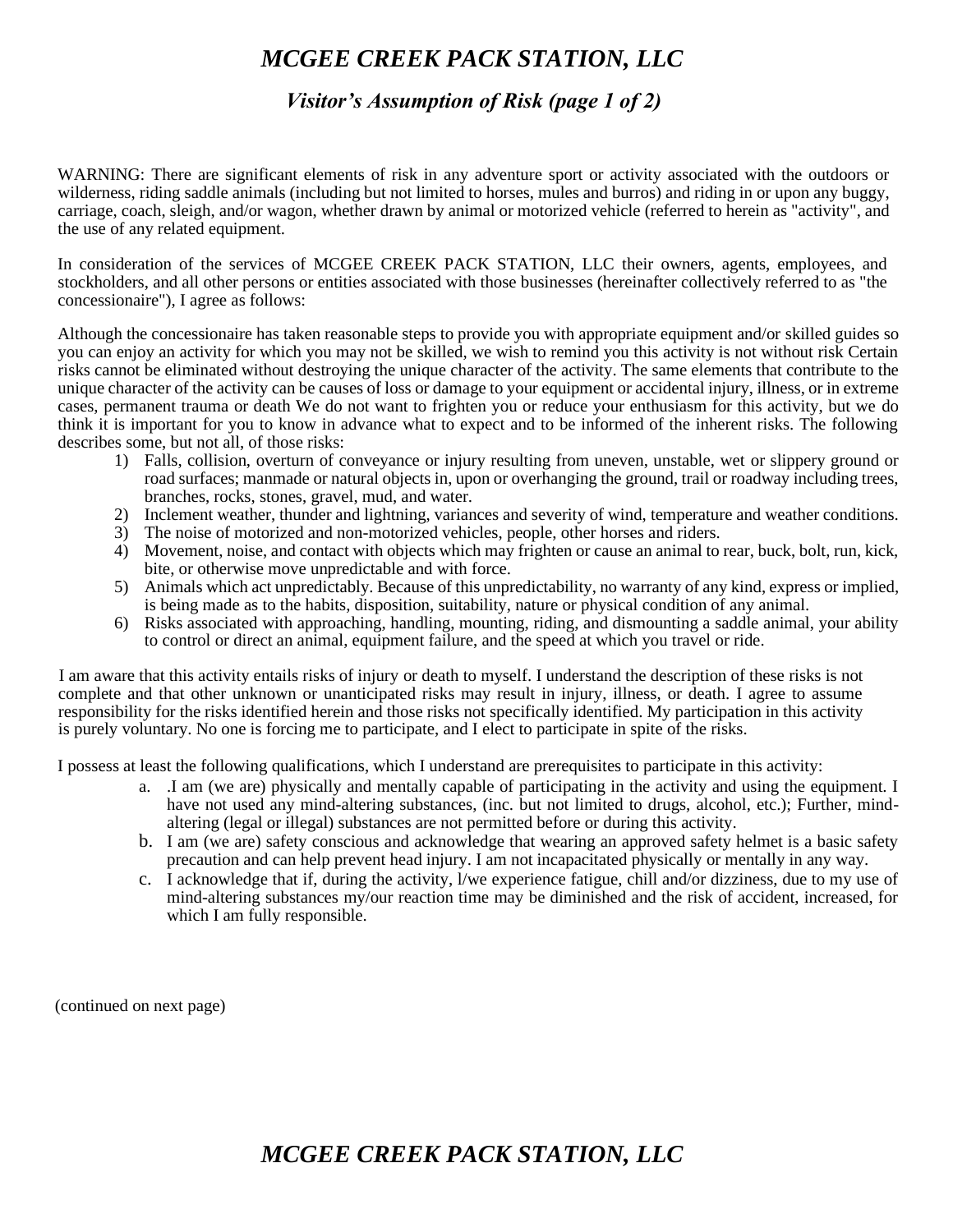# *MCGEE CREEK PACK STATION, LLC*

## *Visitor's Assumption of Risk (page 1 of 2)*

WARNING: There are significant elements of risk in any adventure sport or activity associated with the outdoors or wilderness, riding saddle animals (including but not limited to horses, mules and burros) and riding in or upon any buggy, carriage, coach, sleigh, and/or wagon, whether drawn by animal or motorized vehicle (referred to herein as "activity", and the use of any related equipment.

In consideration of the services of MCGEE CREEK PACK STATION, LLC their owners, agents, employees, and stockholders, and all other persons or entities associated with those businesses (hereinafter collectively referred to as "the concessionaire"), I agree as follows:

Although the concessionaire has taken reasonable steps to provide you with appropriate equipment and/or skilled guides so you can enjoy an activity for which you may not be skilled, we wish to remind you this activity is not without risk Certain risks cannot be eliminated without destroying the unique character of the activity. The same elements that contribute to the unique character of the activity can be causes of loss or damage to your equipment or accidental injury, illness, or in extreme cases, permanent trauma or death We do not want to frighten you or reduce your enthusiasm for this activity, but we do think it is important for you to know in advance what to expect and to be informed of the inherent risks. The following describes some, but not all, of those risks:

1) Falls, collision, overturn of conveyance or injury resulting from uneven, unstable, wet or slippery ground or road surfaces; manmade or natural objects in, upon or overhanging the ground, trail or roadway including trees, branches, rocks, stones, gravel, mud, and water.
2) Inclement weather, thunder and lightning, variances and severity of wind, temperature and weather conditions.
3) The noise of motorized and non-motorized vehicles, people, other horses and riders.
4) Movement, noise, and contact with objects which may frighten or cause an animal to rear, buck, bolt, run, kick, bite, or otherwise move unpredictable and with force.
5) Animals which act unpredictably. Because of this unpredictability, no warranty of any kind, express or implied, is being made as to the habits, disposition, suitability, nature or physical condition of any animal.
6) Risks associated with approaching, handling, mounting, riding, and dismounting a saddle animal, your ability to control or direct an animal, equipment failure, and the speed at which you travel or ride.

I am aware that this activity entails risks of injury or death to myself. I understand the description of these risks is not complete and that other unknown or unanticipated risks may result in injury, illness, or death. I agree to assume responsibility for the risks identified herein and those risks not specifically identified. My participation in this activity is purely voluntary. No one is forcing me to participate, and I elect to participate in spite of the risks.

I possess at least the following qualifications, which I understand are prerequisites to participate in this activity:

a. .I am (we are) physically and mentally capable of participating in the activity and using the equipment. I have not used any mind-altering substances, (inc. but not limited to drugs, alcohol, etc.); Further, mind-altering (legal or illegal) substances are not permitted before or during this activity.
b. I am (we are) safety conscious and acknowledge that wearing an approved safety helmet is a basic safety precaution and can help prevent head injury. I am not incapacitated physically or mentally in any way.
c. I acknowledge that if, during the activity, l/we experience fatigue, chill and/or dizziness, due to my use of mind-altering substances my/our reaction time may be diminished and the risk of accident, increased, for which I am fully responsible.

(continued on next page)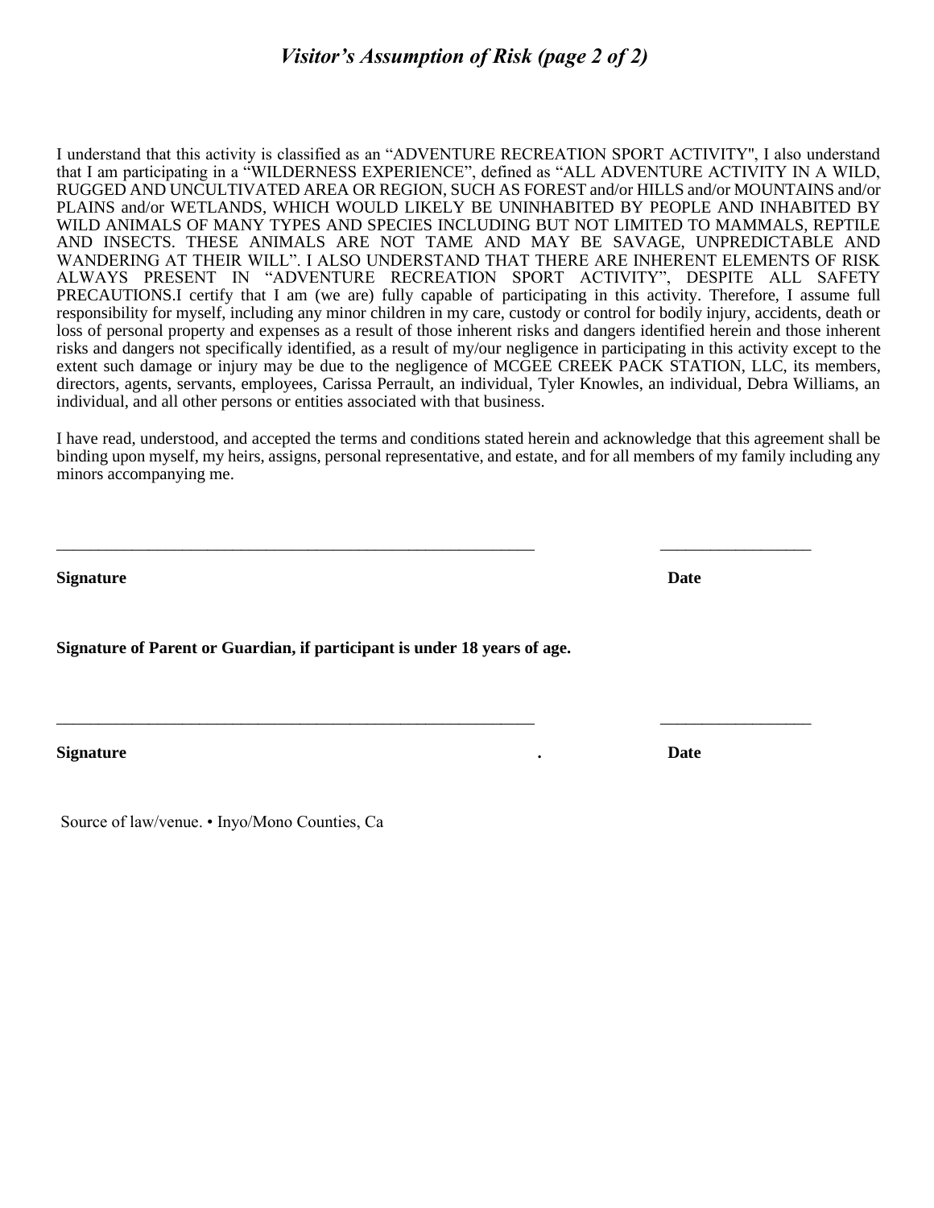# *Visitor's Assumption of Risk (page 2 of 2)*

I understand that this activity is classified as an "ADVENTURE RECREATION SPORT ACTIVITY", I also understand that I am participating in a "WILDERNESS EXPERIENCE", defined as "ALL ADVENTURE ACTIVITY IN A WILD, RUGGED AND UNCULTIVATED AREA OR REGION, SUCH AS FOREST and/or HILLS and/or MOUNTAINS and/or PLAINS and/or WETLANDS, WHICH WOULD LIKELY BE UNINHABITED BY PEOPLE AND INHABITED BY WILD ANIMALS OF MANY TYPES AND SPECIES INCLUDING BUT NOT LIMITED TO MAMMALS, REPTILE AND INSECTS. THESE ANIMALS ARE NOT TAME AND MAY BE SAVAGE, UNPREDICTABLE AND WANDERING AT THEIR WILL". I ALSO UNDERSTAND THAT THERE ARE INHERENT ELEMENTS OF RISK ALWAYS PRESENT IN "ADVENTURE RECREATION SPORT ACTIVITY", DESPITE ALL SAFETY PRECAUTIONS.I certify that I am (we are) fully capable of participating in this activity. Therefore, I assume full responsibility for myself, including any minor children in my care, custody or control for bodily injury, accidents, death or loss of personal property and expenses as a result of those inherent risks and dangers identified herein and those inherent risks and dangers not specifically identified, as a result of my/our negligence in participating in this activity except to the extent such damage or injury may be due to the negligence of MCGEE CREEK PACK STATION, LLC, its members, directors, agents, servants, employees, Carissa Perrault, an individual, Tyler Knowles, an individual, Debra Williams, an individual, and all other persons or entities associated with that business.

I have read, understood, and accepted the terms and conditions stated herein and acknowledge that this agreement shall be binding upon myself, my heirs, assigns, personal representative, and estate, and for all members of my family including any minors accompanying me.

\_\_\_\_\_\_\_\_\_\_\_\_\_\_\_\_\_\_\_\_\_\_\_\_\_\_\_\_\_\_\_\_\_\_\_\_\_\_\_\_\_\_\_\_\_\_\_\_\_\_\_\_ \_\_\_\_\_\_\_\_\_\_\_\_\_\_\_\_\_\_\_\_

**Signature** **Date**

**Signature of Parent or Guardian, if participant is under 18 years of age.**

\_\_\_\_\_\_\_\_\_\_\_\_\_\_\_\_\_\_\_\_\_\_\_\_\_\_\_\_\_\_\_\_\_\_\_\_\_\_\_\_\_\_\_\_\_\_\_\_\_\_\_\_ \_\_\_\_\_\_\_\_\_\_\_\_\_\_\_\_\_\_\_\_

**Signature** **.** **Date**

Source of law/venue. • Inyo/Mono Counties, Ca